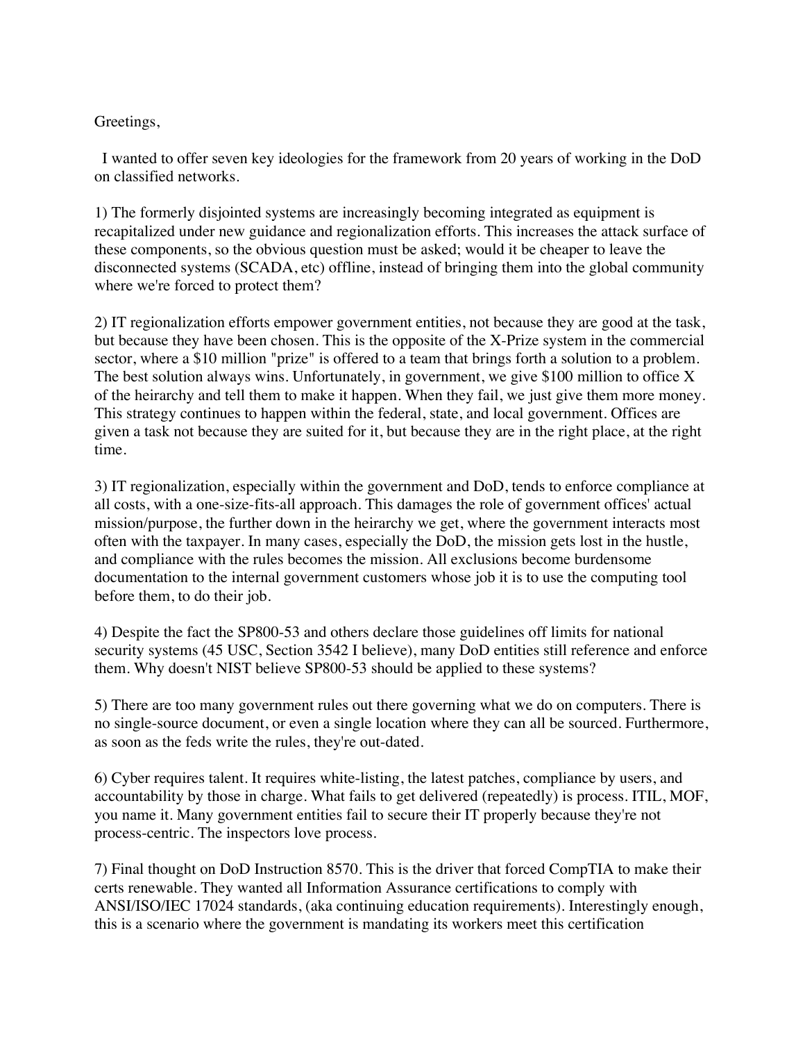Greetings,

I wanted to offer seven key ideologies for the framework from 20 years of working in the DoD on classified networks.

1) The formerly disjointed systems are increasingly becoming integrated as equipment is recapitalized under new guidance and regionalization efforts. This increases the attack surface of these components, so the obvious question must be asked; would it be cheaper to leave the disconnected systems (SCADA, etc) offline, instead of bringing them into the global community where we're forced to protect them?

2) IT regionalization efforts empower government entities, not because they are good at the task, but because they have been chosen. This is the opposite of the X-Prize system in the commercial sector, where a $10 million "prize" is offered to a team that brings forth a solution to a problem. The best solution always wins. Unfortunately, in government, we give $100 million to office X of the heirarchy and tell them to make it happen. When they fail, we just give them more money. This strategy continues to happen within the federal, state, and local government. Offices are given a task not because they are suited for it, but because they are in the right place, at the right time.

3) IT regionalization, especially within the government and DoD, tends to enforce compliance at all costs, with a one-size-fits-all approach. This damages the role of government offices' actual mission/purpose, the further down in the heirarchy we get, where the government interacts most often with the taxpayer. In many cases, especially the DoD, the mission gets lost in the hustle, and compliance with the rules becomes the mission. All exclusions become burdensome documentation to the internal government customers whose job it is to use the computing tool before them, to do their job.

4) Despite the fact the SP800-53 and others declare those guidelines off limits for national security systems (45 USC, Section 3542 I believe), many DoD entities still reference and enforce them. Why doesn't NIST believe SP800-53 should be applied to these systems?

5) There are too many government rules out there governing what we do on computers. There is no single-source document, or even a single location where they can all be sourced. Furthermore, as soon as the feds write the rules, they're out-dated.

6) Cyber requires talent. It requires white-listing, the latest patches, compliance by users, and accountability by those in charge. What fails to get delivered (repeatedly) is process. ITIL, MOF, you name it. Many government entities fail to secure their IT properly because they're not process-centric. The inspectors love process.

7) Final thought on DoD Instruction 8570. This is the driver that forced CompTIA to make their certs renewable. They wanted all Information Assurance certifications to comply with ANSI/ISO/IEC 17024 standards, (aka continuing education requirements). Interestingly enough, this is a scenario where the government is mandating its workers meet this certification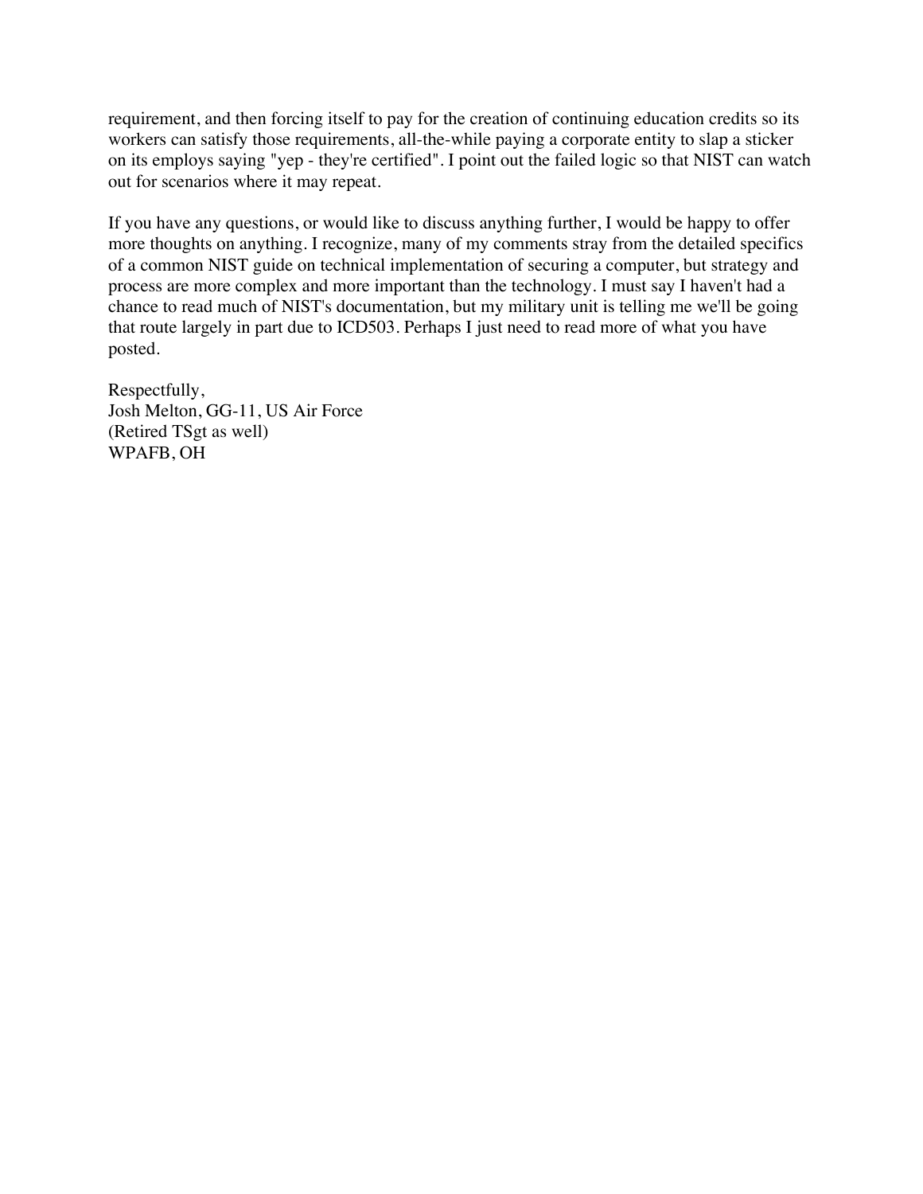requirement, and then forcing itself to pay for the creation of continuing education credits so its workers can satisfy those requirements, all-the-while paying a corporate entity to slap a sticker on its employs saying "yep - they're certified". I point out the failed logic so that NIST can watch out for scenarios where it may repeat.

If you have any questions, or would like to discuss anything further, I would be happy to offer more thoughts on anything. I recognize, many of my comments stray from the detailed specifics of a common NIST guide on technical implementation of securing a computer, but strategy and process are more complex and more important than the technology. I must say I haven't had a chance to read much of NIST's documentation, but my military unit is telling me we'll be going that route largely in part due to ICD503. Perhaps I just need to read more of what you have posted.

Respectfully,
Josh Melton, GG-11, US Air Force
(Retired TSgt as well)
WPAFB, OH